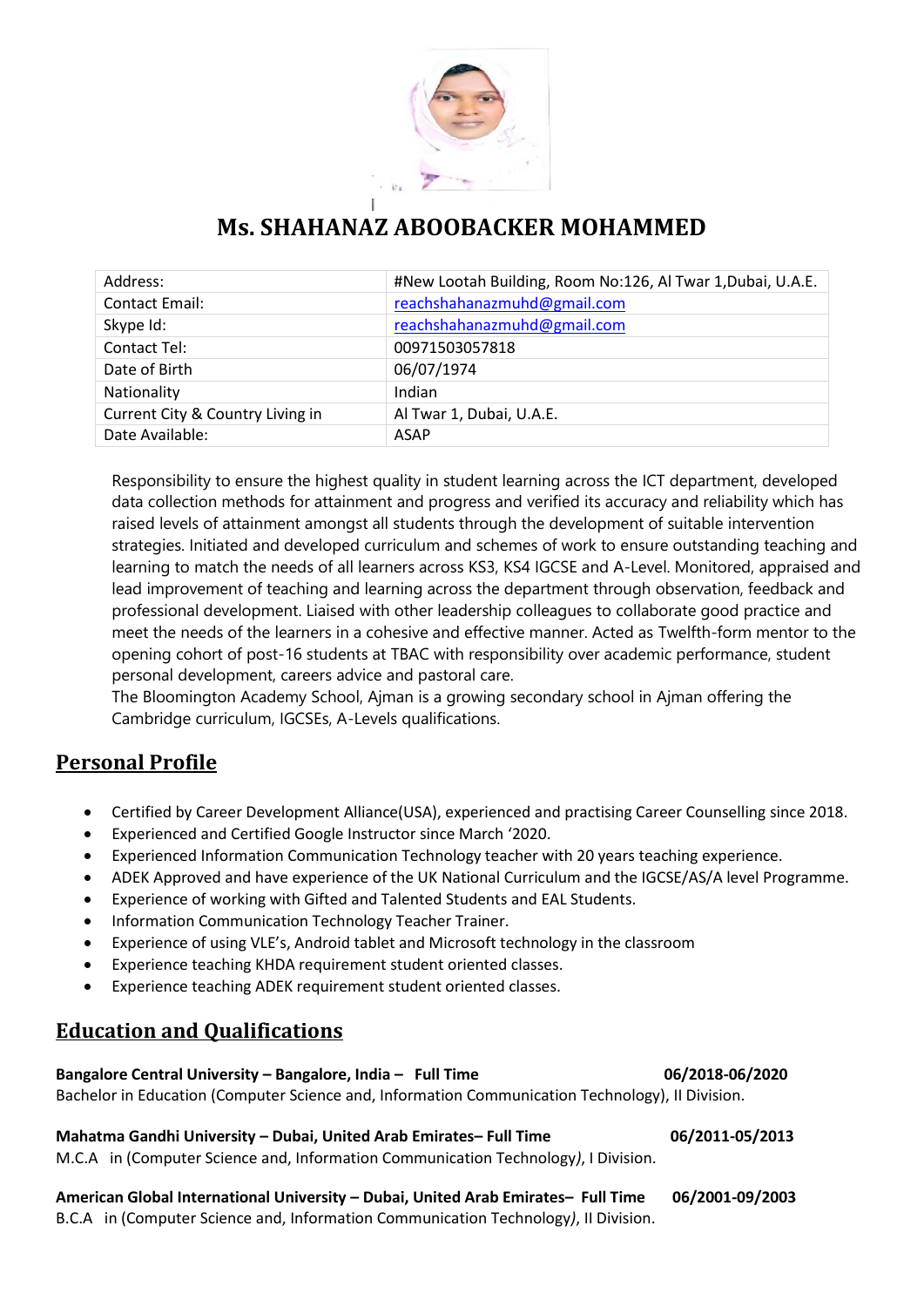# Ms. SHAHANAZ ABOOBACKER MOHAMMED

| Address: | #New Lootah Building, Room No:126, Al Twar 1,Dubai, U.A.E. |
|---|---|
| Contact Email: | reachshahanazmuhd@gmail.com |
| Skype Id: | reachshahanazmuhd@gmail.com |
| Contact Tel: | 00971503057818 |
| Date of Birth | 06/07/1974 |
| Nationality | Indian |
| Current City & Country Living in | Al Twar 1, Dubai, U.A.E. |
| Date Available: | ASAP |

Responsibility to ensure the highest quality in student learning across the ICT department, developed data collection methods for attainment and progress and verified its accuracy and reliability which has raised levels of attainment amongst all students through the development of suitable intervention strategies. Initiated and developed curriculum and schemes of work to ensure outstanding teaching and learning to match the needs of all learners across KS3, KS4 IGCSE and A-Level. Monitored, appraised and lead improvement of teaching and learning across the department through observation, feedback and professional development. Liaised with other leadership colleagues to collaborate good practice and meet the needs of the learners in a cohesive and effective manner. Acted as Twelfth-form mentor to the opening cohort of post-16 students at TBAC with responsibility over academic performance, student personal development, careers advice and pastoral care.
The Bloomington Academy School, Ajman is a growing secondary school in Ajman offering the Cambridge curriculum, IGCSEs, A-Levels qualifications.

## Personal Profile

- Certified by Career Development Alliance(USA), experienced and practising Career Counselling since 2018.
- Experienced and Certified Google Instructor since March '2020.
- Experienced Information Communication Technology teacher with 20 years teaching experience.
- ADEK Approved and have experience of the UK National Curriculum and the IGCSE/AS/A level Programme.
- Experience of working with Gifted and Talented Students and EAL Students.
- Information Communication Technology Teacher Trainer.
- Experience of using VLE's, Android tablet and Microsoft technology in the classroom
- Experience teaching KHDA requirement student oriented classes.
- Experience teaching ADEK requirement student oriented classes.

## Education and Qualifications

**Bangalore Central University – Bangalore, India – Full Time 06/2018-06/2020**
Bachelor in Education (Computer Science and, Information Communication Technology), II Division.

**Mahatma Gandhi University – Dubai, United Arab Emirates– Full Time 06/2011-05/2013**
M.C.A in (Computer Science and, Information Communication Technology), I Division.

**American Global International University – Dubai, United Arab Emirates– Full Time 06/2001-09/2003**
B.C.A in (Computer Science and, Information Communication Technology), II Division.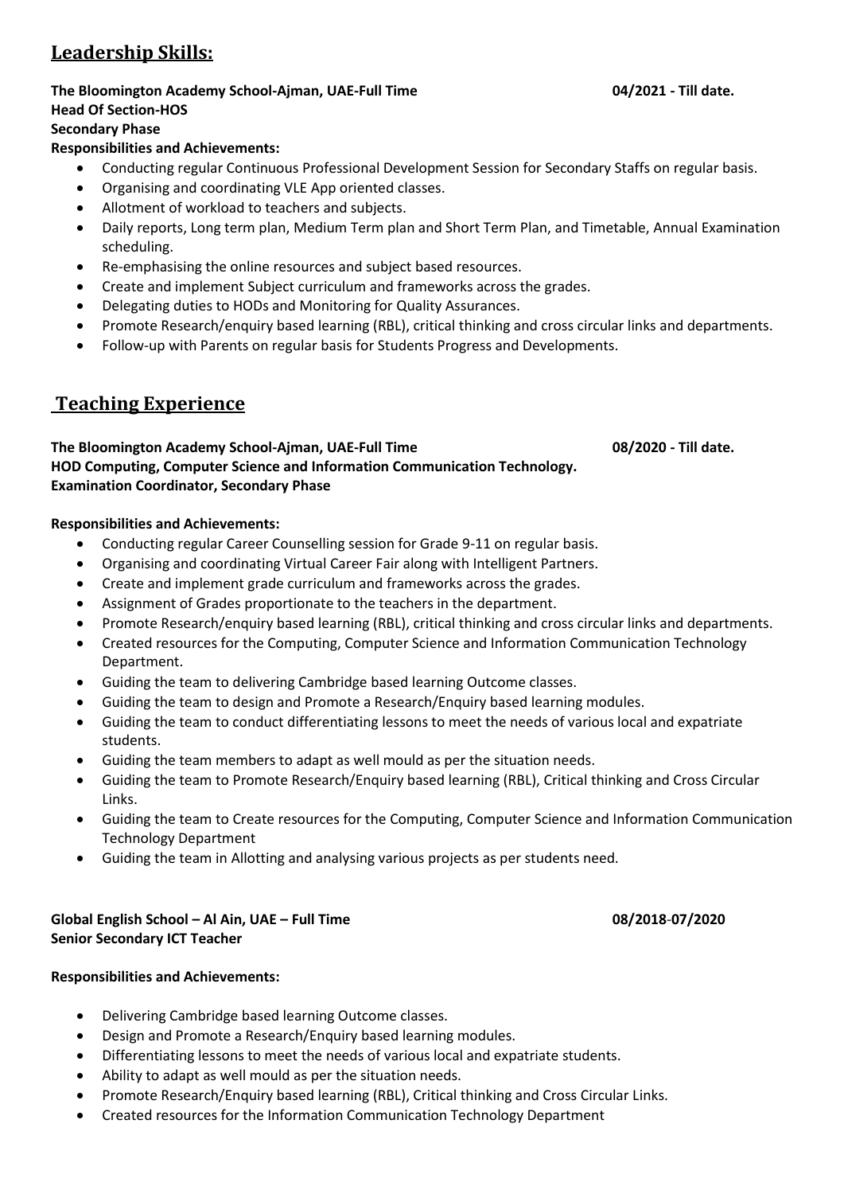## Leadership Skills:

**The Bloomington Academy School-Ajman, UAE-Full Time 04/2021 - Till date.**
**Head Of Section-HOS**
**Secondary Phase**
**Responsibilities and Achievements:**

- Conducting regular Continuous Professional Development Session for Secondary Staffs on regular basis.
- Organising and coordinating VLE App oriented classes.
- Allotment of workload to teachers and subjects.
- Daily reports, Long term plan, Medium Term plan and Short Term Plan, and Timetable, Annual Examination scheduling.
- Re-emphasising the online resources and subject based resources.
- Create and implement Subject curriculum and frameworks across the grades.
- Delegating duties to HODs and Monitoring for Quality Assurances.
- Promote Research/enquiry based learning (RBL), critical thinking and cross circular links and departments.
- Follow-up with Parents on regular basis for Students Progress and Developments.

## Teaching Experience

**The Bloomington Academy School-Ajman, UAE-Full Time 08/2020 - Till date.**
**HOD Computing, Computer Science and Information Communication Technology.**
**Examination Coordinator, Secondary Phase**

**Responsibilities and Achievements:**

- Conducting regular Career Counselling session for Grade 9-11 on regular basis.
- Organising and coordinating Virtual Career Fair along with Intelligent Partners.
- Create and implement grade curriculum and frameworks across the grades.
- Assignment of Grades proportionate to the teachers in the department.
- Promote Research/enquiry based learning (RBL), critical thinking and cross circular links and departments.
- Created resources for the Computing, Computer Science and Information Communication Technology Department.
- Guiding the team to delivering Cambridge based learning Outcome classes.
- Guiding the team to design and Promote a Research/Enquiry based learning modules.
- Guiding the team to conduct differentiating lessons to meet the needs of various local and expatriate students.
- Guiding the team members to adapt as well mould as per the situation needs.
- Guiding the team to Promote Research/Enquiry based learning (RBL), Critical thinking and Cross Circular Links.
- Guiding the team to Create resources for the Computing, Computer Science and Information Communication Technology Department
- Guiding the team in Allotting and analysing various projects as per students need.

**Global English School – Al Ain, UAE – Full Time 08/2018-07/2020**
**Senior Secondary ICT Teacher**

**Responsibilities and Achievements:**

- Delivering Cambridge based learning Outcome classes.
- Design and Promote a Research/Enquiry based learning modules.
- Differentiating lessons to meet the needs of various local and expatriate students.
- Ability to adapt as well mould as per the situation needs.
- Promote Research/Enquiry based learning (RBL), Critical thinking and Cross Circular Links.
- Created resources for the Information Communication Technology Department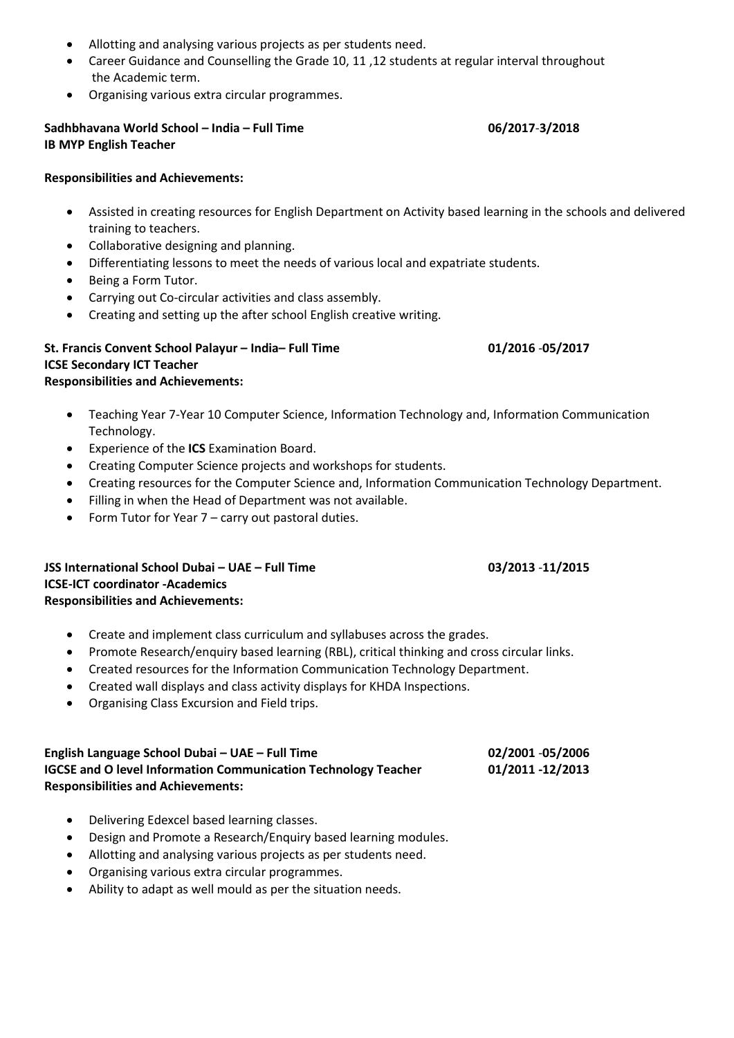- Allotting and analysing various projects as per students need.
- Career Guidance and Counselling the Grade 10, 11 ,12 students at regular interval throughout the Academic term.
- Organising various extra circular programmes.

**Sadhbhavana World School – India – Full Time** **06/2017-3/2018**
**IB MYP English Teacher**

**Responsibilities and Achievements:**

- Assisted in creating resources for English Department on Activity based learning in the schools and delivered training to teachers.
- Collaborative designing and planning.
- Differentiating lessons to meet the needs of various local and expatriate students.
- Being a Form Tutor.
- Carrying out Co-circular activities and class assembly.
- Creating and setting up the after school English creative writing.

**St. Francis Convent School Palayur – India– Full Time** **01/2016 -05/2017**
**ICSE Secondary ICT Teacher**
**Responsibilities and Achievements:**

- Teaching Year 7-Year 10 Computer Science, Information Technology and, Information Communication Technology.
- Experience of the **ICS** Examination Board.
- Creating Computer Science projects and workshops for students.
- Creating resources for the Computer Science and, Information Communication Technology Department.
- Filling in when the Head of Department was not available.
- Form Tutor for Year 7 – carry out pastoral duties.

**JSS International School Dubai – UAE – Full Time** **03/2013 -11/2015**
**ICSE-ICT coordinator -Academics**
**Responsibilities and Achievements:**

- Create and implement class curriculum and syllabuses across the grades.
- Promote Research/enquiry based learning (RBL), critical thinking and cross circular links.
- Created resources for the Information Communication Technology Department.
- Created wall displays and class activity displays for KHDA Inspections.
- Organising Class Excursion and Field trips.

**English Language School Dubai – UAE – Full Time** **02/2001 -05/2006**
**IGCSE and O level Information Communication Technology Teacher** **01/2011 -12/2013**
**Responsibilities and Achievements:**

- Delivering Edexcel based learning classes.
- Design and Promote a Research/Enquiry based learning modules.
- Allotting and analysing various projects as per students need.
- Organising various extra circular programmes.
- Ability to adapt as well mould as per the situation needs.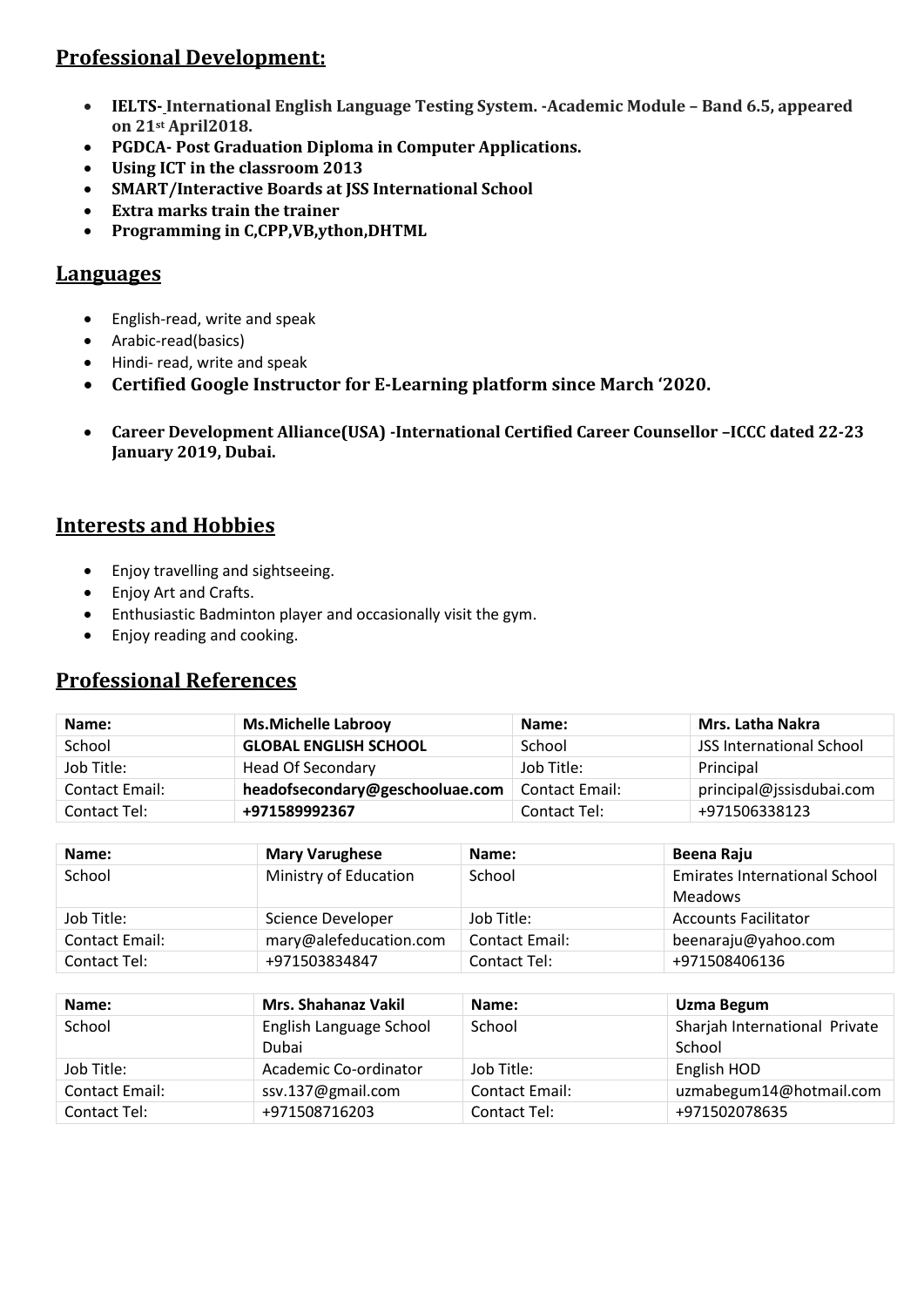## Professional Development:

- **IELTS- International English Language Testing System. -Academic Module – Band 6.5, appeared on 21st April2018.**
- **PGDCA- Post Graduation Diploma in Computer Applications.**
- **Using ICT in the classroom 2013**
- **SMART/Interactive Boards at JSS International School**
- **Extra marks train the trainer**
- **Programming in C,CPP,VB,ython,DHTML**

## Languages

- English-read, write and speak
- Arabic-read(basics)
- Hindi- read, write and speak
- **Certified Google Instructor for E-Learning platform since March '2020.**
- **Career Development Alliance(USA) -International Certified Career Counsellor –ICCC dated 22-23 January 2019, Dubai.**

## Interests and Hobbies

- Enjoy travelling and sightseeing.
- Enjoy Art and Crafts.
- Enthusiastic Badminton player and occasionally visit the gym.
- Enjoy reading and cooking.

## Professional References

| **Name:** | **Ms.Michelle Labrooy** | **Name:** | **Mrs. Latha Nakra** |
|---|---|---|---|
| School | **GLOBAL ENGLISH SCHOOL** | School | JSS International School |
| Job Title: | Head Of Secondary | Job Title: | Principal |
| Contact Email: | **headofsecondary@geschooluae.com** | Contact Email: | principal@jssisdubai.com |
| Contact Tel: | **+971589992367** | Contact Tel: | +971506338123 |

| **Name:** | **Mary Varughese** | **Name:** | **Beena Raju** |
|---|---|---|---|
| School | Ministry of Education | School | Emirates International School Meadows |
| Job Title: | Science Developer | Job Title: | Accounts Facilitator |
| Contact Email: | mary@alefeducation.com | Contact Email: | beenaraju@yahoo.com |
| Contact Tel: | +971503834847 | Contact Tel: | +971508406136 |

| **Name:** | **Mrs. Shahanaz Vakil** | **Name:** | **Uzma Begum** |
|---|---|---|---|
| School | English Language School Dubai | School | Sharjah International Private School |
| Job Title: | Academic Co-ordinator | Job Title: | English HOD |
| Contact Email: | ssv.137@gmail.com | Contact Email: | uzmabegum14@hotmail.com |
| Contact Tel: | +971508716203 | Contact Tel: | +971502078635 |